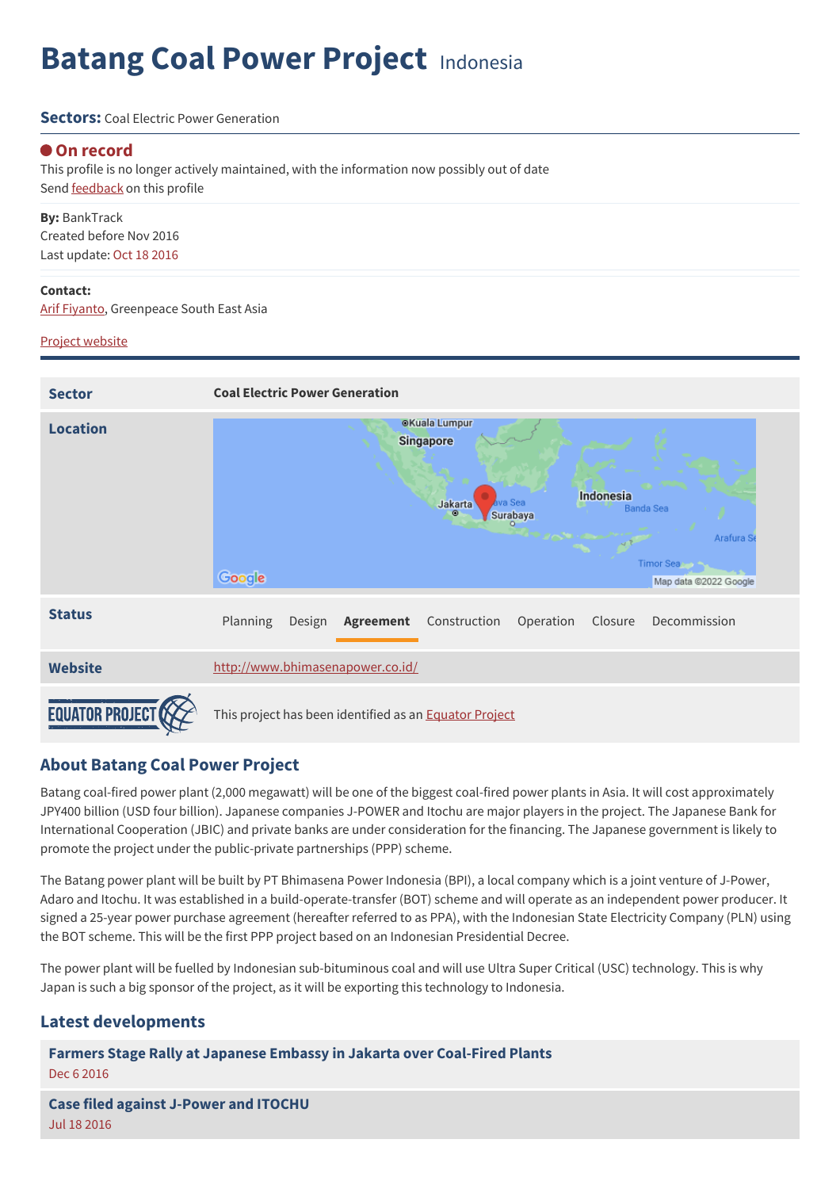# Batang Coal Power Project Indonesia

**Sectors:** Coal Electric Power Generation

**On record**

This profile is no longer actively maintained, with the information now possibly out of date

Send feedback on this profile

**By:** BankTrack

Created before Nov 2016

Last update: Oct 18 2016

**Contact:**

Arif Fiyanto, Greenpeace South East Asia

Project website

| | |
|---|---|
| **Sector** | **Coal Electric Power Generation** |
| **Location** | |
| **Status** | Planning · Design · **Agreement** · Construction · Operation · Closure · Decommission |
| **Website** | http://www.bhimasenapower.co.id/ |
| EQUATOR PROJECT | This project has been identified as an Equator Project |

## About Batang Coal Power Project

Batang coal-fired power plant (2,000 megawatt) will be one of the biggest coal-fired power plants in Asia. It will cost approximately JPY400 billion (USD four billion). Japanese companies J-POWER and Itochu are major players in the project. The Japanese Bank for International Cooperation (JBIC) and private banks are under consideration for the financing. The Japanese government is likely to promote the project under the public-private partnerships (PPP) scheme.

The Batang power plant will be built by PT Bhimasena Power Indonesia (BPI), a local company which is a joint venture of J-Power, Adaro and Itochu. It was established in a build-operate-transfer (BOT) scheme and will operate as an independent power producer. It signed a 25-year power purchase agreement (hereafter referred to as PPA), with the Indonesian State Electricity Company (PLN) using the BOT scheme. This will be the first PPP project based on an Indonesian Presidential Decree.

The power plant will be fuelled by Indonesian sub-bituminous coal and will use Ultra Super Critical (USC) technology. This is why Japan is such a big sponsor of the project, as it will be exporting this technology to Indonesia.

## Latest developments

**Farmers Stage Rally at Japanese Embassy in Jakarta over Coal-Fired Plants**
Dec 6 2016

**Case filed against J-Power and ITOCHU**
Jul 18 2016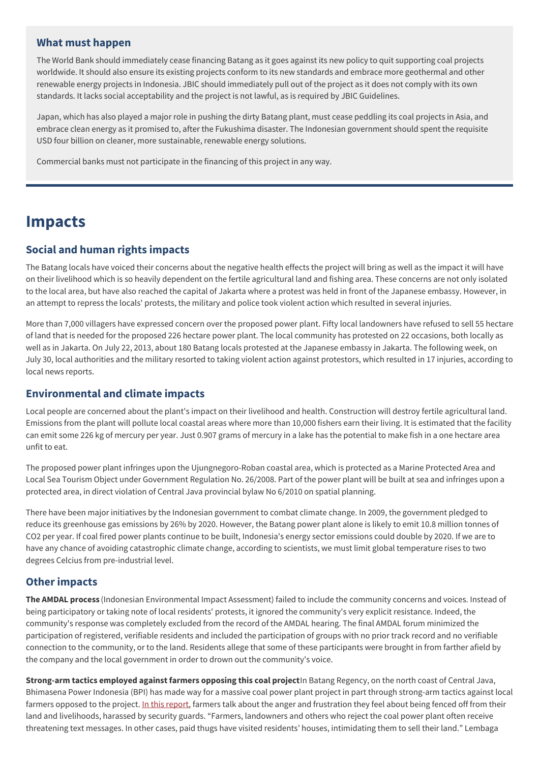### What must happen

The World Bank should immediately cease financing Batang as it goes against its new policy to quit supporting coal projects worldwide. It should also ensure its existing projects conform to its new standards and embrace more geothermal and other renewable energy projects in Indonesia. JBIC should immediately pull out of the project as it does not comply with its own standards. It lacks social acceptability and the project is not lawful, as is required by JBIC Guidelines.

Japan, which has also played a major role in pushing the dirty Batang plant, must cease peddling its coal projects in Asia, and embrace clean energy as it promised to, after the Fukushima disaster. The Indonesian government should spent the requisite USD four billion on cleaner, more sustainable, renewable energy solutions.

Commercial banks must not participate in the financing of this project in any way.

# Impacts

## Social and human rights impacts

The Batang locals have voiced their concerns about the negative health effects the project will bring as well as the impact it will have on their livelihood which is so heavily dependent on the fertile agricultural land and fishing area. These concerns are not only isolated to the local area, but have also reached the capital of Jakarta where a protest was held in front of the Japanese embassy. However, in an attempt to repress the locals' protests, the military and police took violent action which resulted in several injuries.

More than 7,000 villagers have expressed concern over the proposed power plant. Fifty local landowners have refused to sell 55 hectare of land that is needed for the proposed 226 hectare power plant. The local community has protested on 22 occasions, both locally as well as in Jakarta. On July 22, 2013, about 180 Batang locals protested at the Japanese embassy in Jakarta. The following week, on July 30, local authorities and the military resorted to taking violent action against protestors, which resulted in 17 injuries, according to local news reports.

## Environmental and climate impacts

Local people are concerned about the plant's impact on their livelihood and health. Construction will destroy fertile agricultural land. Emissions from the plant will pollute local coastal areas where more than 10,000 fishers earn their living. It is estimated that the facility can emit some 226 kg of mercury per year. Just 0.907 grams of mercury in a lake has the potential to make fish in a one hectare area unfit to eat.

The proposed power plant infringes upon the Ujungnegoro-Roban coastal area, which is protected as a Marine Protected Area and Local Sea Tourism Object under Government Regulation No. 26/2008. Part of the power plant will be built at sea and infringes upon a protected area, in direct violation of Central Java provincial bylaw No 6/2010 on spatial planning.

There have been major initiatives by the Indonesian government to combat climate change. In 2009, the government pledged to reduce its greenhouse gas emissions by 26% by 2020. However, the Batang power plant alone is likely to emit 10.8 million tonnes of $CO_2$ per year. If coal fired power plants continue to be built, Indonesia's energy sector emissions could double by 2020. If we are to have any chance of avoiding catastrophic climate change, according to scientists, we must limit global temperature rises to two degrees Celcius from pre-industrial level.

## Other impacts

**The AMDAL process** (Indonesian Environmental Impact Assessment) failed to include the community concerns and voices. Instead of being participatory or taking note of local residents' protests, it ignored the community's very explicit resistance. Indeed, the community's response was completely excluded from the record of the AMDAL hearing. The final AMDAL forum minimized the participation of registered, verifiable residents and included the participation of groups with no prior track record and no verifiable connection to the community, or to the land. Residents allege that some of these participants were brought in from farther afield by the company and the local government in order to drown out the community's voice.

**Strong-arm tactics employed against farmers opposing this coal project** In Batang Regency, on the north coast of Central Java, Bhimasena Power Indonesia (BPI) has made way for a massive coal power plant project in part through strong-arm tactics against local farmers opposed to the project. In this report, farmers talk about the anger and frustration they feel about being fenced off from their land and livelihoods, harassed by security guards. "Farmers, landowners and others who reject the coal power plant often receive threatening text messages. In other cases, paid thugs have visited residents' houses, intimidating them to sell their land." Lembaga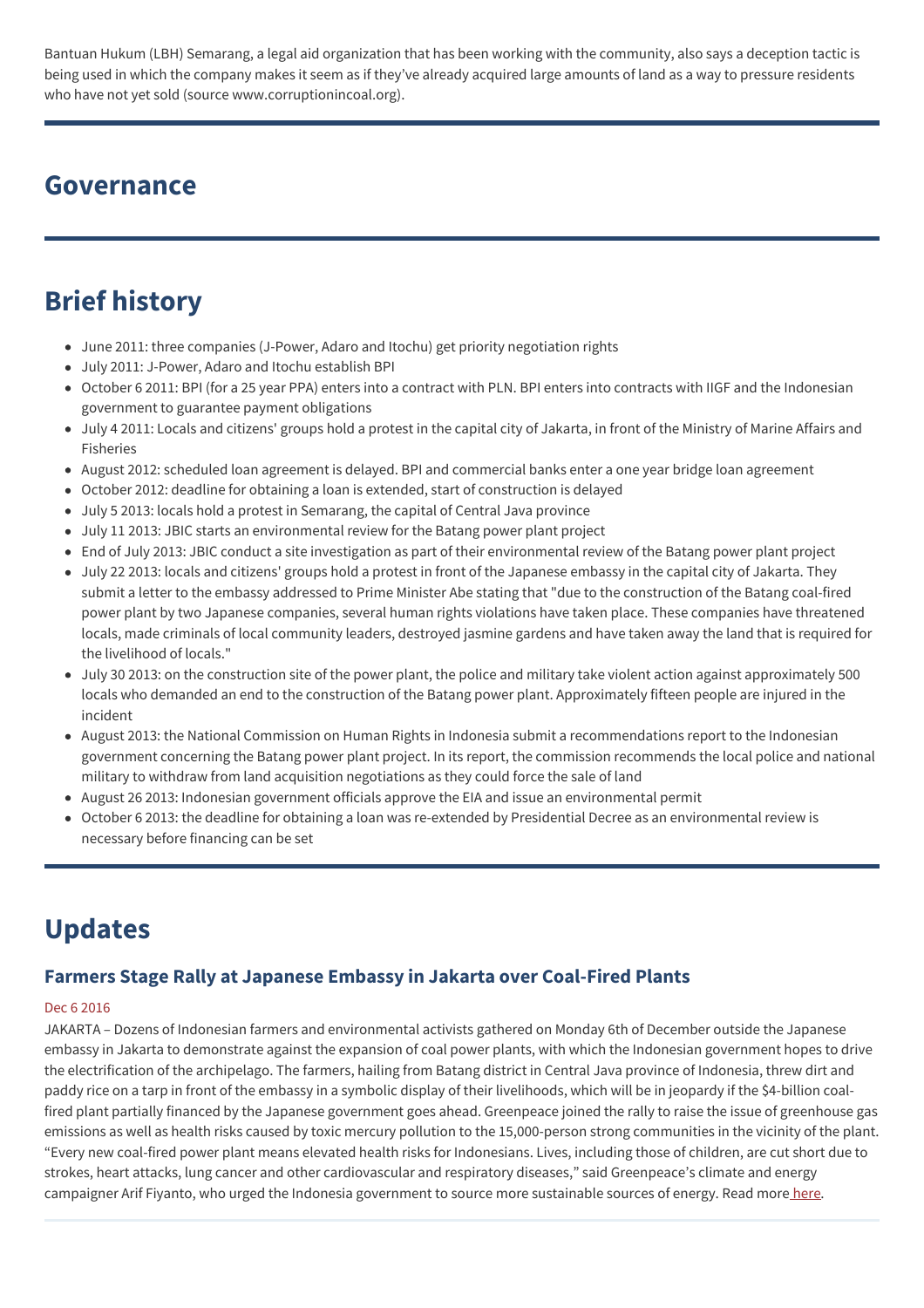Bantuan Hukum (LBH) Semarang, a legal aid organization that has been working with the community, also says a deception tactic is being used in which the company makes it seem as if they've already acquired large amounts of land as a way to pressure residents who have not yet sold (source www.corruptionincoal.org).

## Governance

## Brief history

- June 2011: three companies (J-Power, Adaro and Itochu) get priority negotiation rights
- July 2011: J-Power, Adaro and Itochu establish BPI
- October 6 2011: BPI (for a 25 year PPA) enters into a contract with PLN. BPI enters into contracts with IIGF and the Indonesian government to guarantee payment obligations
- July 4 2011: Locals and citizens' groups hold a protest in the capital city of Jakarta, in front of the Ministry of Marine Affairs and Fisheries
- August 2012: scheduled loan agreement is delayed. BPI and commercial banks enter a one year bridge loan agreement
- October 2012: deadline for obtaining a loan is extended, start of construction is delayed
- July 5 2013: locals hold a protest in Semarang, the capital of Central Java province
- July 11 2013: JBIC starts an environmental review for the Batang power plant project
- End of July 2013: JBIC conduct a site investigation as part of their environmental review of the Batang power plant project
- July 22 2013: locals and citizens' groups hold a protest in front of the Japanese embassy in the capital city of Jakarta. They submit a letter to the embassy addressed to Prime Minister Abe stating that "due to the construction of the Batang coal-fired power plant by two Japanese companies, several human rights violations have taken place. These companies have threatened locals, made criminals of local community leaders, destroyed jasmine gardens and have taken away the land that is required for the livelihood of locals."
- July 30 2013: on the construction site of the power plant, the police and military take violent action against approximately 500 locals who demanded an end to the construction of the Batang power plant. Approximately fifteen people are injured in the incident
- August 2013: the National Commission on Human Rights in Indonesia submit a recommendations report to the Indonesian government concerning the Batang power plant project. In its report, the commission recommends the local police and national military to withdraw from land acquisition negotiations as they could force the sale of land
- August 26 2013: Indonesian government officials approve the EIA and issue an environmental permit
- October 6 2013: the deadline for obtaining a loan was re-extended by Presidential Decree as an environmental review is necessary before financing can be set

## Updates

### Farmers Stage Rally at Japanese Embassy in Jakarta over Coal-Fired Plants

Dec 6 2016

JAKARTA – Dozens of Indonesian farmers and environmental activists gathered on Monday 6th of December outside the Japanese embassy in Jakarta to demonstrate against the expansion of coal power plants, with which the Indonesian government hopes to drive the electrification of the archipelago. The farmers, hailing from Batang district in Central Java province of Indonesia, threw dirt and paddy rice on a tarp in front of the embassy in a symbolic display of their livelihoods, which will be in jeopardy if the $4-billion coal-fired plant partially financed by the Japanese government goes ahead. Greenpeace joined the rally to raise the issue of greenhouse gas emissions as well as health risks caused by toxic mercury pollution to the 15,000-person strong communities in the vicinity of the plant. "Every new coal-fired power plant means elevated health risks for Indonesians. Lives, including those of children, are cut short due to strokes, heart attacks, lung cancer and other cardiovascular and respiratory diseases," said Greenpeace's climate and energy campaigner Arif Fiyanto, who urged the Indonesia government to source more sustainable sources of energy. Read more here.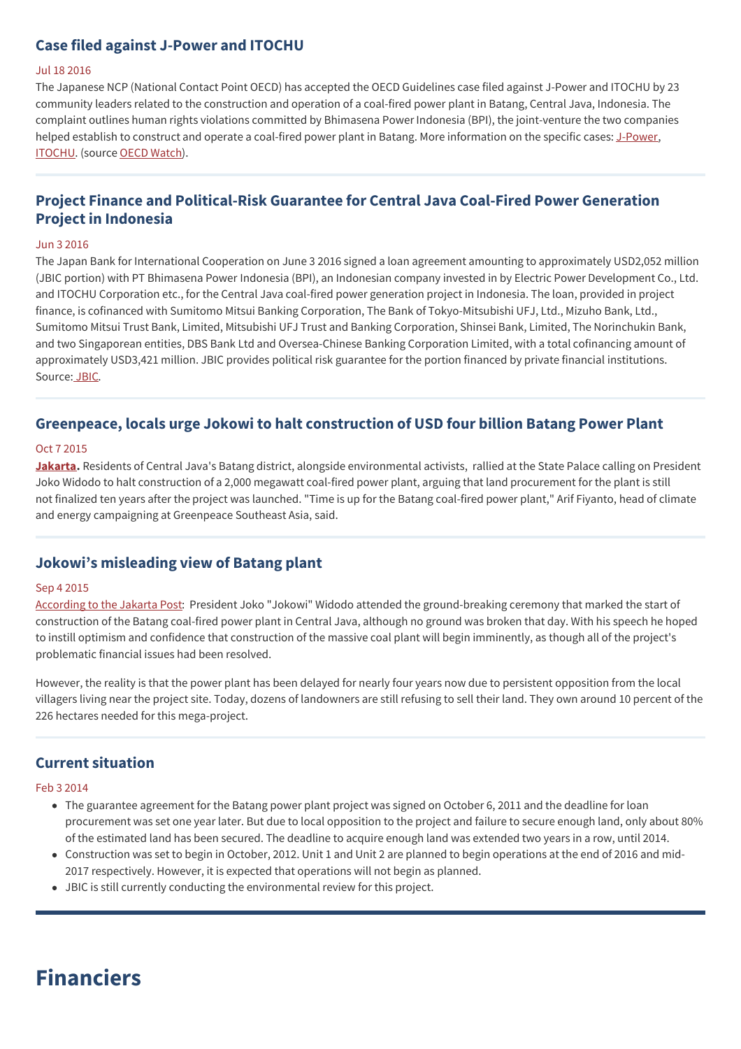### Case filed against J-Power and ITOCHU

Jul 18 2016

The Japanese NCP (National Contact Point OECD) has accepted the OECD Guidelines case filed against J-Power and ITOCHU by 23 community leaders related to the construction and operation of a coal-fired power plant in Batang, Central Java, Indonesia. The complaint outlines human rights violations committed by Bhimasena Power Indonesia (BPI), the joint-venture the two companies helped establish to construct and operate a coal-fired power plant in Batang. More information on the specific cases: J-Power, ITOCHU. (source OECD Watch).

### Project Finance and Political-Risk Guarantee for Central Java Coal-Fired Power Generation Project in Indonesia

Jun 3 2016

The Japan Bank for International Cooperation on June 3 2016 signed a loan agreement amounting to approximately USD2,052 million (JBIC portion) with PT Bhimasena Power Indonesia (BPI), an Indonesian company invested in by Electric Power Development Co., Ltd. and ITOCHU Corporation etc., for the Central Java coal-fired power generation project in Indonesia. The loan, provided in project finance, is cofinanced with Sumitomo Mitsui Banking Corporation, The Bank of Tokyo-Mitsubishi UFJ, Ltd., Mizuho Bank, Ltd., Sumitomo Mitsui Trust Bank, Limited, Mitsubishi UFJ Trust and Banking Corporation, Shinsei Bank, Limited, The Norinchukin Bank, and two Singaporean entities, DBS Bank Ltd and Oversea-Chinese Banking Corporation Limited, with a total cofinancing amount of approximately USD3,421 million. JBIC provides political risk guarantee for the portion financed by private financial institutions. Source: JBIC.

### Greenpeace, locals urge Jokowi to halt construction of USD four billion Batang Power Plant

Oct 7 2015

**Jakarta.** Residents of Central Java's Batang district, alongside environmental activists, rallied at the State Palace calling on President Joko Widodo to halt construction of a 2,000 megawatt coal-fired power plant, arguing that land procurement for the plant is still not finalized ten years after the project was launched. "Time is up for the Batang coal-fired power plant," Arif Fiyanto, head of climate and energy campaigning at Greenpeace Southeast Asia, said.

### Jokowi's misleading view of Batang plant

Sep 4 2015

According to the Jakarta Post: President Joko "Jokowi" Widodo attended the ground-breaking ceremony that marked the start of construction of the Batang coal-fired power plant in Central Java, although no ground was broken that day. With his speech he hoped to instill optimism and confidence that construction of the massive coal plant will begin imminently, as though all of the project's problematic financial issues had been resolved.

However, the reality is that the power plant has been delayed for nearly four years now due to persistent opposition from the local villagers living near the project site. Today, dozens of landowners are still refusing to sell their land. They own around 10 percent of the 226 hectares needed for this mega-project.

### Current situation

Feb 3 2014

- The guarantee agreement for the Batang power plant project was signed on October 6, 2011 and the deadline for loan procurement was set one year later. But due to local opposition to the project and failure to secure enough land, only about 80% of the estimated land has been secured. The deadline to acquire enough land was extended two years in a row, until 2014.
- Construction was set to begin in October, 2012. Unit 1 and Unit 2 are planned to begin operations at the end of 2016 and mid-2017 respectively. However, it is expected that operations will not begin as planned.
- JBIC is still currently conducting the environmental review for this project.

# Financiers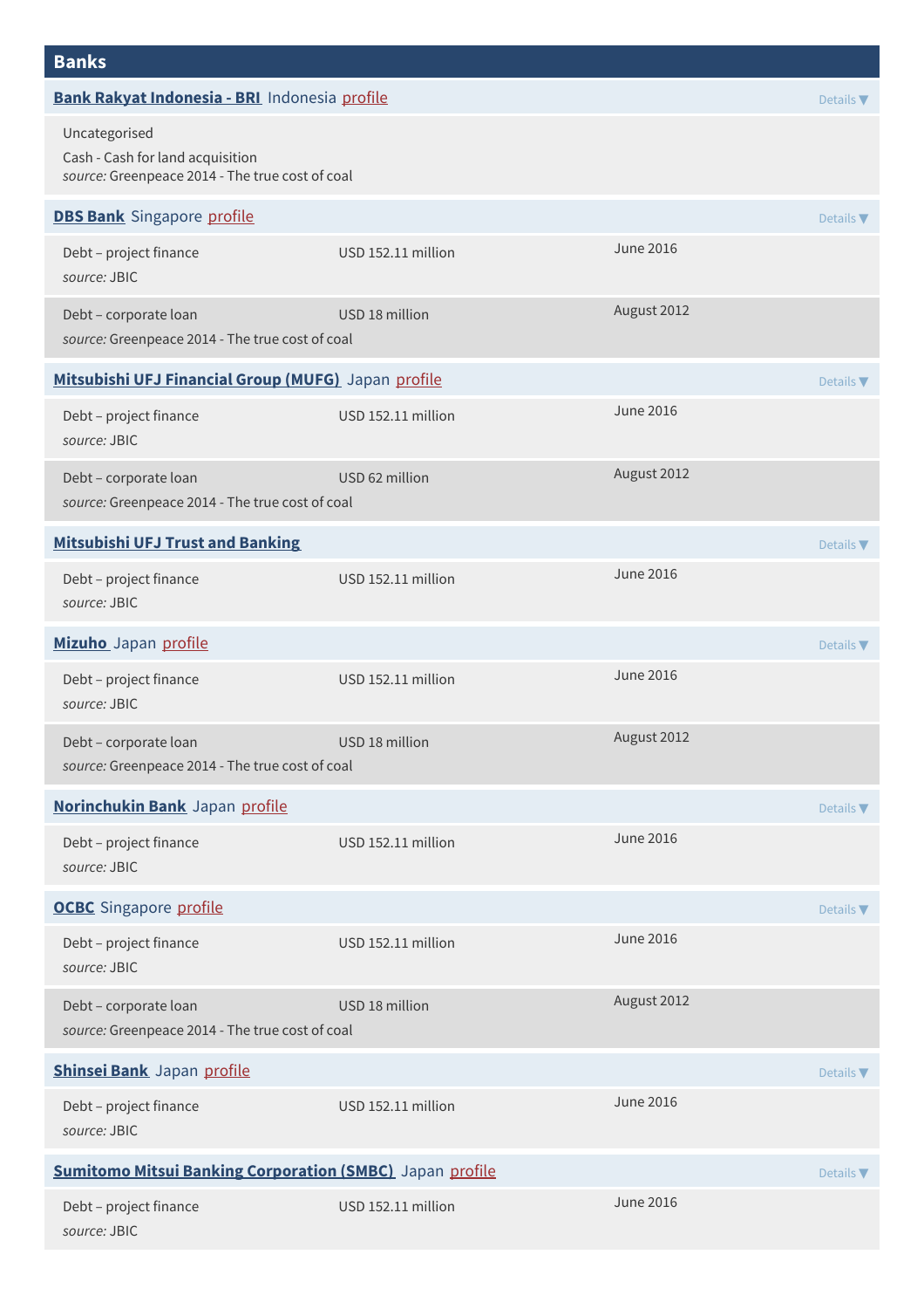## Banks

### Bank Rakyat Indonesia - BRI Indonesia profile

Details ▼

Uncategorised

Cash - Cash for land acquisition

*source:* Greenpeace 2014 - The true cost of coal

### DBS Bank Singapore profile

Details ▼

| Type | Amount | Date |
|---|---|---|
| Debt – project finance<br>*source:* JBIC | USD 152.11 million | June 2016 |
| Debt – corporate loan<br>*source:* Greenpeace 2014 - The true cost of coal | USD 18 million | August 2012 |

### Mitsubishi UFJ Financial Group (MUFG) Japan profile

Details ▼

| Type | Amount | Date |
|---|---|---|
| Debt – project finance<br>*source:* JBIC | USD 152.11 million | June 2016 |
| Debt – corporate loan<br>*source:* Greenpeace 2014 - The true cost of coal | USD 62 million | August 2012 |

### Mitsubishi UFJ Trust and Banking

Details ▼

| Type | Amount | Date |
|---|---|---|
| Debt – project finance<br>*source:* JBIC | USD 152.11 million | June 2016 |

### Mizuho Japan profile

Details ▼

| Type | Amount | Date |
|---|---|---|
| Debt – project finance<br>*source:* JBIC | USD 152.11 million | June 2016 |
| Debt – corporate loan<br>*source:* Greenpeace 2014 - The true cost of coal | USD 18 million | August 2012 |

### Norinchukin Bank Japan profile

Details ▼

| Type | Amount | Date |
|---|---|---|
| Debt – project finance<br>*source:* JBIC | USD 152.11 million | June 2016 |

### OCBC Singapore profile

Details ▼

| Type | Amount | Date |
|---|---|---|
| Debt – project finance<br>*source:* JBIC | USD 152.11 million | June 2016 |
| Debt – corporate loan<br>*source:* Greenpeace 2014 - The true cost of coal | USD 18 million | August 2012 |

### Shinsei Bank Japan profile

Details ▼

| Type | Amount | Date |
|---|---|---|
| Debt – project finance<br>*source:* JBIC | USD 152.11 million | June 2016 |

### Sumitomo Mitsui Banking Corporation (SMBC) Japan profile

Details ▼

| Type | Amount | Date |
|---|---|---|
| Debt – project finance<br>*source:* JBIC | USD 152.11 million | June 2016 |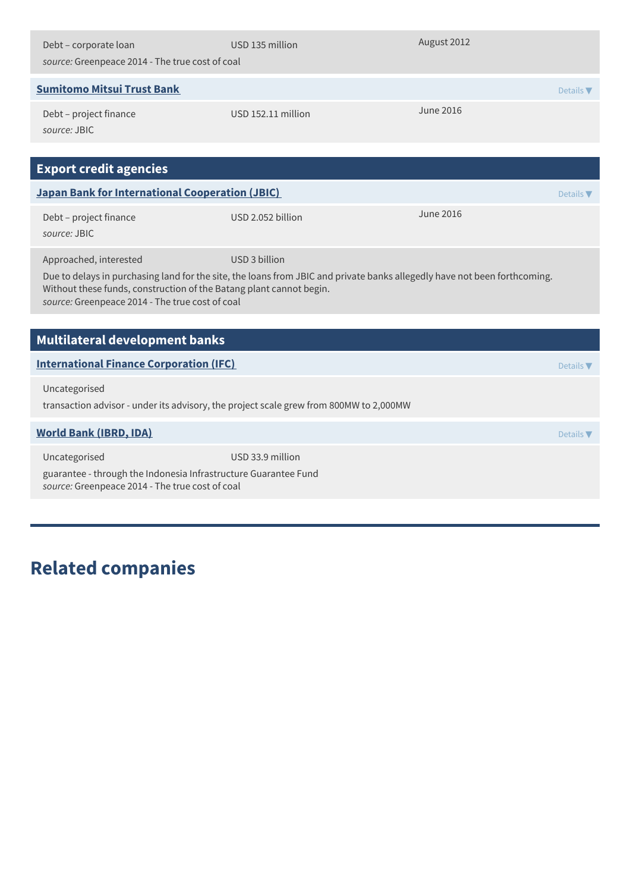| | | |
|---|---|---|
| Debt – corporate loan<br>*source:* Greenpeace 2014 - The true cost of coal | USD 135 million | August 2012 |

### Sumitomo Mitsui Trust Bank

Details ▼

| | | |
|---|---|---|
| Debt – project finance<br>*source:* JBIC | USD 152.11 million | June 2016 |

## Export credit agencies

### Japan Bank for International Cooperation (JBIC)

Details ▼

| | | |
|---|---|---|
| Debt – project finance<br>*source:* JBIC | USD 2.052 billion | June 2016 |

Approached, interested — USD 3 billion

Due to delays in purchasing land for the site, the loans from JBIC and private banks allegedly have not been forthcoming. Without these funds, construction of the Batang plant cannot begin.
*source:* Greenpeace 2014 - The true cost of coal

## Multilateral development banks

### International Finance Corporation (IFC)

Details ▼

Uncategorised

transaction advisor - under its advisory, the project scale grew from 800MW to 2,000MW

### World Bank (IBRD, IDA)

Details ▼

Uncategorised — USD 33.9 million

guarantee - through the Indonesia Infrastructure Guarantee Fund
*source:* Greenpeace 2014 - The true cost of coal

# Related companies